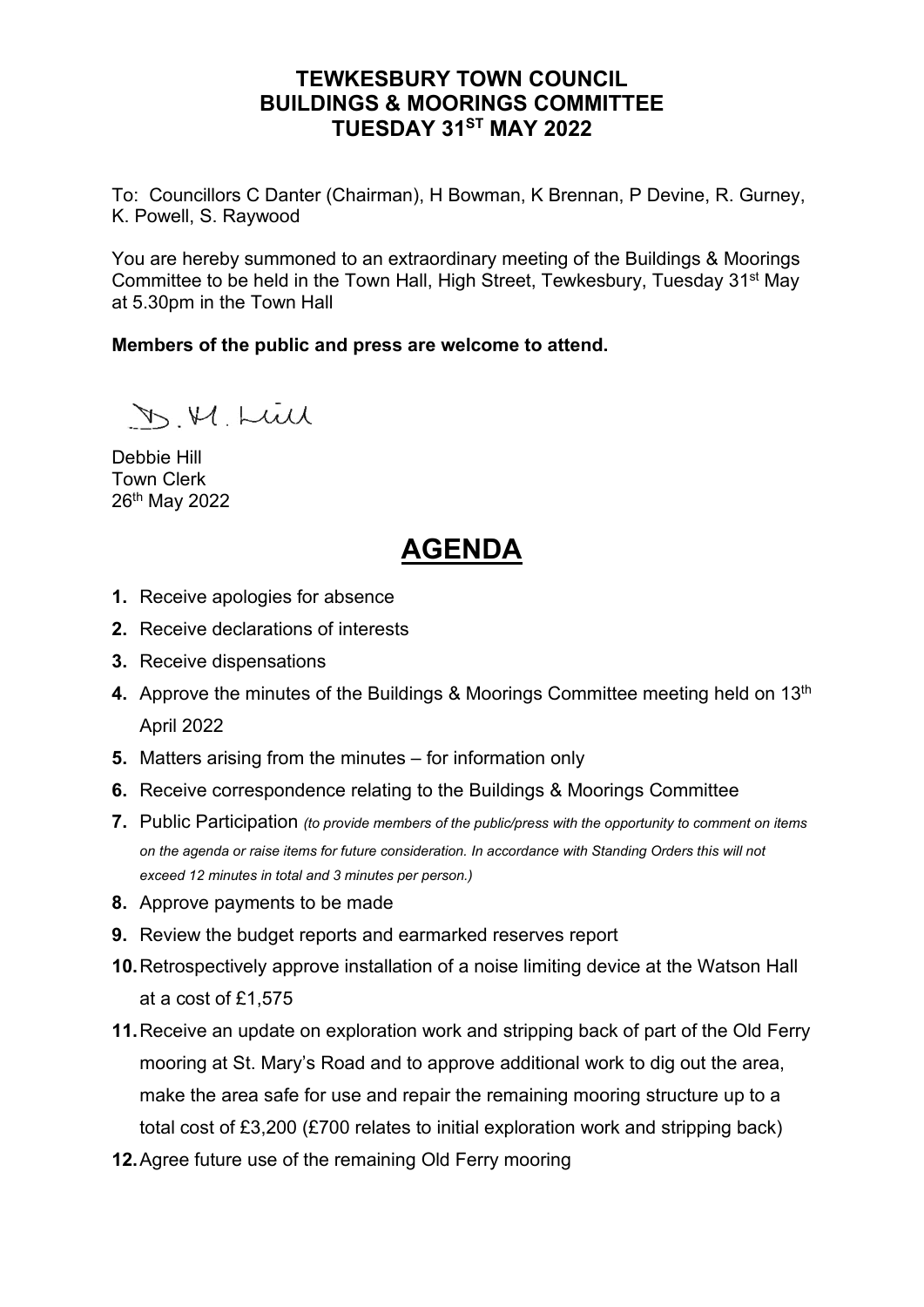# TEWKESBURY TOWN COUNCIL
# BUILDINGS & MOORINGS COMMITTEE
# TUESDAY 31ST MAY 2022

To: Councillors C Danter (Chairman), H Bowman, K Brennan, P Devine, R. Gurney, K. Powell, S. Raywood

You are hereby summoned to an extraordinary meeting of the Buildings & Moorings Committee to be held in the Town Hall, High Street, Tewkesbury, Tuesday 31st May at 5.30pm in the Town Hall

**Members of the public and press are welcome to attend.**

D. H. Hill

Debbie Hill
Town Clerk
26th May 2022

## AGENDA

1. Receive apologies for absence
2. Receive declarations of interests
3. Receive dispensations
4. Approve the minutes of the Buildings & Moorings Committee meeting held on 13th April 2022
5. Matters arising from the minutes – for information only
6. Receive correspondence relating to the Buildings & Moorings Committee
7. Public Participation *(to provide members of the public/press with the opportunity to comment on items on the agenda or raise items for future consideration. In accordance with Standing Orders this will not exceed 12 minutes in total and 3 minutes per person.)*
8. Approve payments to be made
9. Review the budget reports and earmarked reserves report
10. Retrospectively approve installation of a noise limiting device at the Watson Hall at a cost of £1,575
11. Receive an update on exploration work and stripping back of part of the Old Ferry mooring at St. Mary's Road and to approve additional work to dig out the area, make the area safe for use and repair the remaining mooring structure up to a total cost of £3,200 (£700 relates to initial exploration work and stripping back)
12. Agree future use of the remaining Old Ferry mooring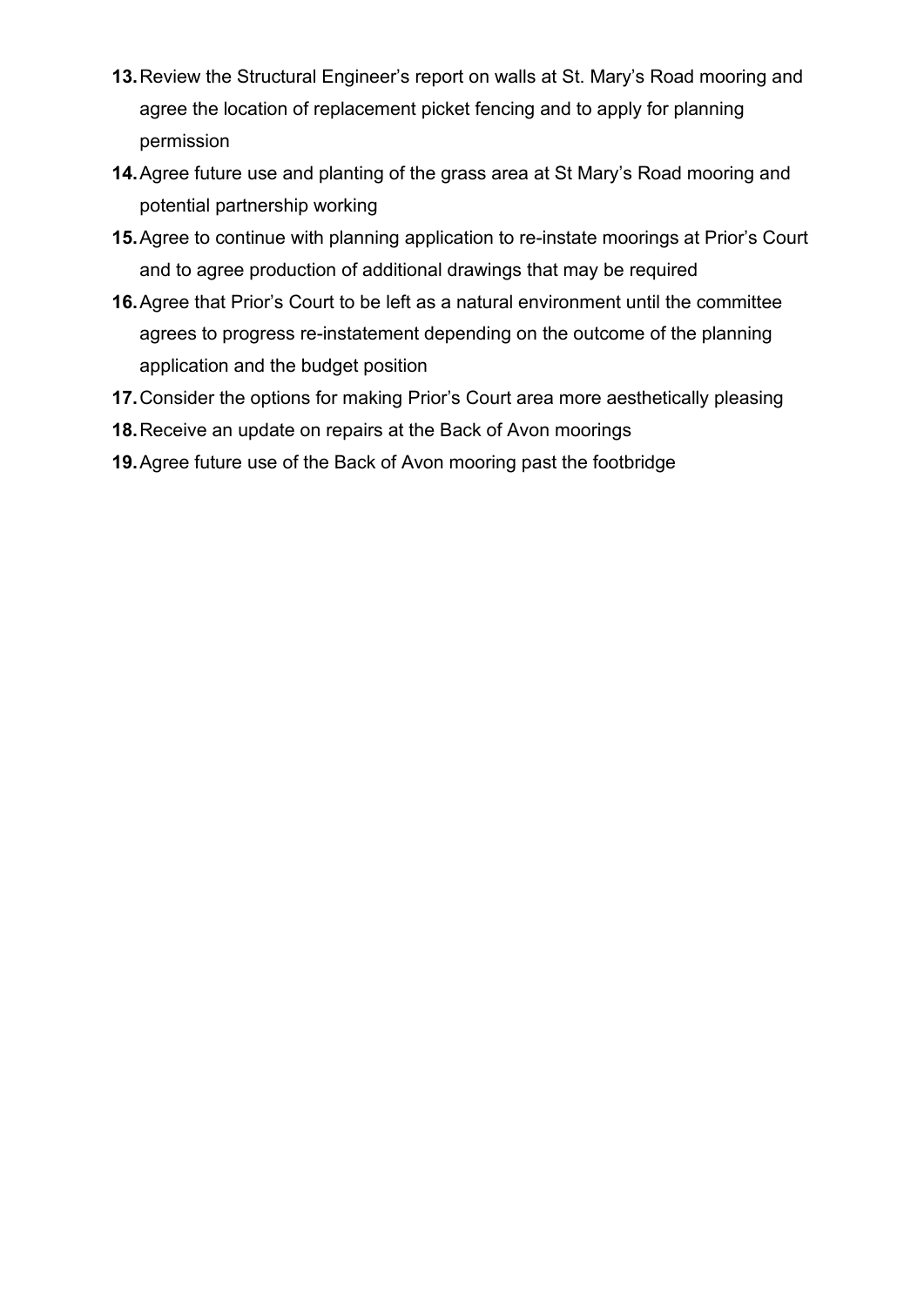13. Review the Structural Engineer's report on walls at St. Mary's Road mooring and agree the location of replacement picket fencing and to apply for planning permission
14. Agree future use and planting of the grass area at St Mary's Road mooring and potential partnership working
15. Agree to continue with planning application to re-instate moorings at Prior's Court and to agree production of additional drawings that may be required
16. Agree that Prior's Court to be left as a natural environment until the committee agrees to progress re-instatement depending on the outcome of the planning application and the budget position
17. Consider the options for making Prior's Court area more aesthetically pleasing
18. Receive an update on repairs at the Back of Avon moorings
19. Agree future use of the Back of Avon mooring past the footbridge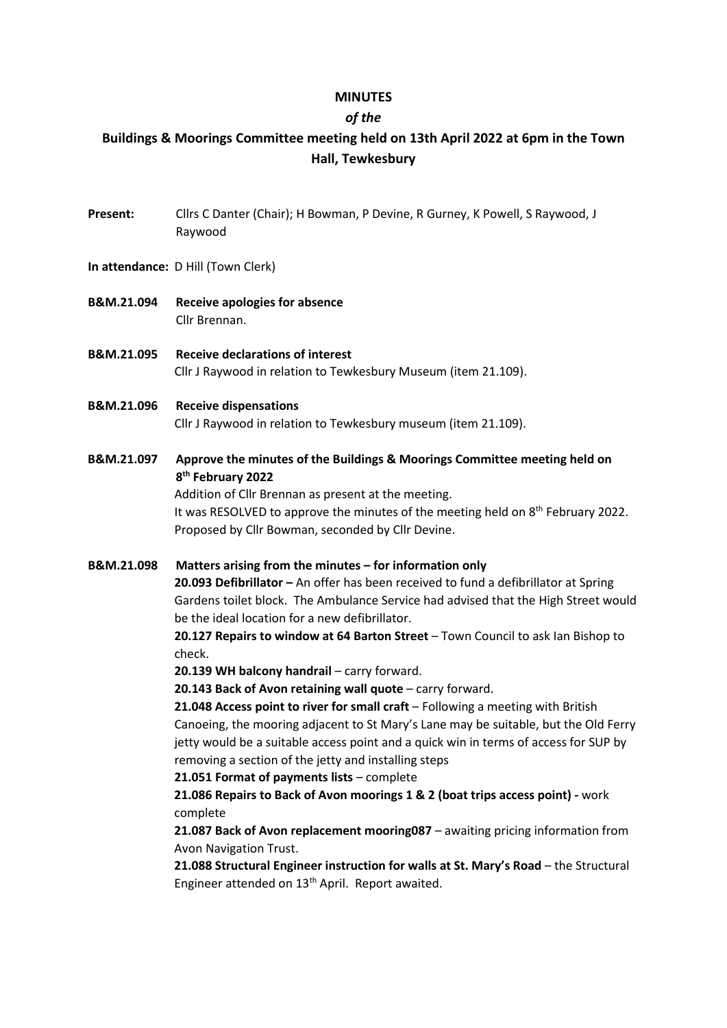**MINUTES**

***of the***

**Buildings & Moorings Committee meeting held on 13th April 2022 at 6pm in the Town Hall, Tewkesbury**

**Present:** Cllrs C Danter (Chair); H Bowman, P Devine, R Gurney, K Powell, S Raywood, J Raywood

**In attendance:** D Hill (Town Clerk)

**B&M.21.094 Receive apologies for absence**

Cllr Brennan.

**B&M.21.095 Receive declarations of interest**

Cllr J Raywood in relation to Tewkesbury Museum (item 21.109).

**B&M.21.096 Receive dispensations**

Cllr J Raywood in relation to Tewkesbury museum (item 21.109).

**B&M.21.097 Approve the minutes of the Buildings & Moorings Committee meeting held on 8th February 2022**

Addition of Cllr Brennan as present at the meeting.

It was RESOLVED to approve the minutes of the meeting held on 8th February 2022. Proposed by Cllr Bowman, seconded by Cllr Devine.

**B&M.21.098 Matters arising from the minutes – for information only**

**20.093 Defibrillator –** An offer has been received to fund a defibrillator at Spring Gardens toilet block. The Ambulance Service had advised that the High Street would be the ideal location for a new defibrillator.

**20.127 Repairs to window at 64 Barton Street** – Town Council to ask Ian Bishop to check.

**20.139 WH balcony handrail** – carry forward.

**20.143 Back of Avon retaining wall quote** – carry forward.

**21.048 Access point to river for small craft** – Following a meeting with British Canoeing, the mooring adjacent to St Mary's Lane may be suitable, but the Old Ferry jetty would be a suitable access point and a quick win in terms of access for SUP by removing a section of the jetty and installing steps

**21.051 Format of payments lists** – complete

**21.086 Repairs to Back of Avon moorings 1 & 2 (boat trips access point) -** work complete

**21.087 Back of Avon replacement mooring087** – awaiting pricing information from Avon Navigation Trust.

**21.088 Structural Engineer instruction for walls at St. Mary's Road** – the Structural Engineer attended on 13th April. Report awaited.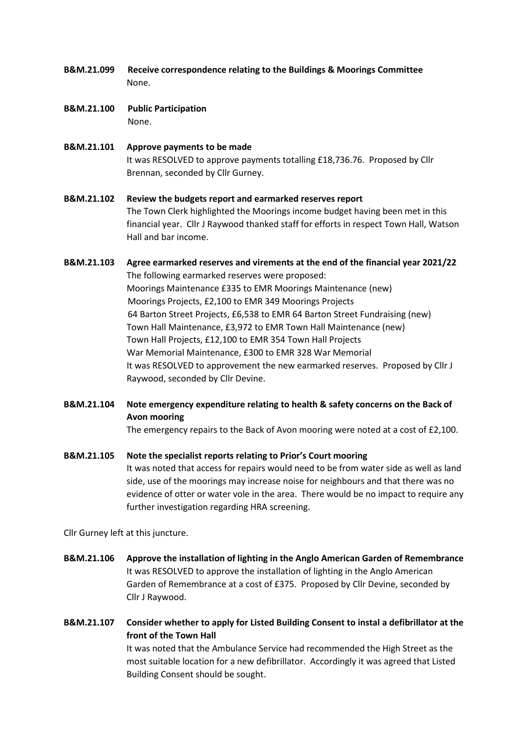**B&M.21.099 Receive correspondence relating to the Buildings & Moorings Committee**

None.

**B&M.21.100 Public Participation**

None.

**B&M.21.101 Approve payments to be made**

It was RESOLVED to approve payments totalling £18,736.76. Proposed by Cllr Brennan, seconded by Cllr Gurney.

**B&M.21.102 Review the budgets report and earmarked reserves report**

The Town Clerk highlighted the Moorings income budget having been met in this financial year. Cllr J Raywood thanked staff for efforts in respect Town Hall, Watson Hall and bar income.

**B&M.21.103 Agree earmarked reserves and virements at the end of the financial year 2021/22**

The following earmarked reserves were proposed:

Moorings Maintenance £335 to EMR Moorings Maintenance (new)
Moorings Projects, £2,100 to EMR 349 Moorings Projects
64 Barton Street Projects, £6,538 to EMR 64 Barton Street Fundraising (new)
Town Hall Maintenance, £3,972 to EMR Town Hall Maintenance (new)
Town Hall Projects, £12,100 to EMR 354 Town Hall Projects
War Memorial Maintenance, £300 to EMR 328 War Memorial

It was RESOLVED to approvement the new earmarked reserves. Proposed by Cllr J Raywood, seconded by Cllr Devine.

**B&M.21.104 Note emergency expenditure relating to health & safety concerns on the Back of Avon mooring**

The emergency repairs to the Back of Avon mooring were noted at a cost of £2,100.

**B&M.21.105 Note the specialist reports relating to Prior's Court mooring**

It was noted that access for repairs would need to be from water side as well as land side, use of the moorings may increase noise for neighbours and that there was no evidence of otter or water vole in the area. There would be no impact to require any further investigation regarding HRA screening.

Cllr Gurney left at this juncture.

**B&M.21.106 Approve the installation of lighting in the Anglo American Garden of Remembrance**

It was RESOLVED to approve the installation of lighting in the Anglo American Garden of Remembrance at a cost of £375. Proposed by Cllr Devine, seconded by Cllr J Raywood.

**B&M.21.107 Consider whether to apply for Listed Building Consent to instal a defibrillator at the front of the Town Hall**

It was noted that the Ambulance Service had recommended the High Street as the most suitable location for a new defibrillator. Accordingly it was agreed that Listed Building Consent should be sought.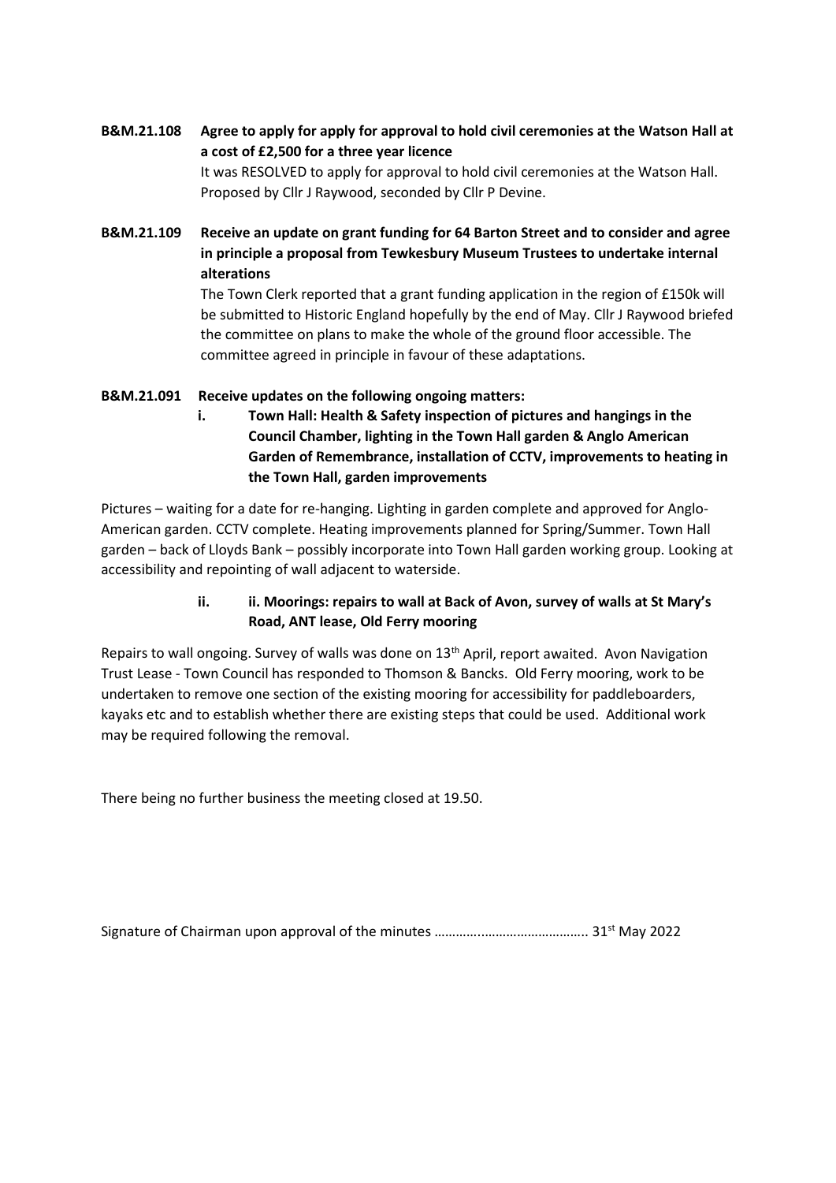**B&M.21.108 Agree to apply for apply for approval to hold civil ceremonies at the Watson Hall at a cost of £2,500 for a three year licence**

It was RESOLVED to apply for approval to hold civil ceremonies at the Watson Hall. Proposed by Cllr J Raywood, seconded by Cllr P Devine.

**B&M.21.109 Receive an update on grant funding for 64 Barton Street and to consider and agree in principle a proposal from Tewkesbury Museum Trustees to undertake internal alterations**

The Town Clerk reported that a grant funding application in the region of £150k will be submitted to Historic England hopefully by the end of May. Cllr J Raywood briefed the committee on plans to make the whole of the ground floor accessible. The committee agreed in principle in favour of these adaptations.

**B&M.21.091 Receive updates on the following ongoing matters:**

**i. Town Hall: Health & Safety inspection of pictures and hangings in the Council Chamber, lighting in the Town Hall garden & Anglo American Garden of Remembrance, installation of CCTV, improvements to heating in the Town Hall, garden improvements**

Pictures – waiting for a date for re-hanging. Lighting in garden complete and approved for Anglo-American garden. CCTV complete. Heating improvements planned for Spring/Summer. Town Hall garden – back of Lloyds Bank – possibly incorporate into Town Hall garden working group. Looking at accessibility and repointing of wall adjacent to waterside.

**ii. ii. Moorings: repairs to wall at Back of Avon, survey of walls at St Mary's Road, ANT lease, Old Ferry mooring**

Repairs to wall ongoing. Survey of walls was done on 13th April, report awaited. Avon Navigation Trust Lease - Town Council has responded to Thomson & Bancks. Old Ferry mooring, work to be undertaken to remove one section of the existing mooring for accessibility for paddleboarders, kayaks etc and to establish whether there are existing steps that could be used. Additional work may be required following the removal.

There being no further business the meeting closed at 19.50.

Signature of Chairman upon approval of the minutes ……………………………………. 31st May 2022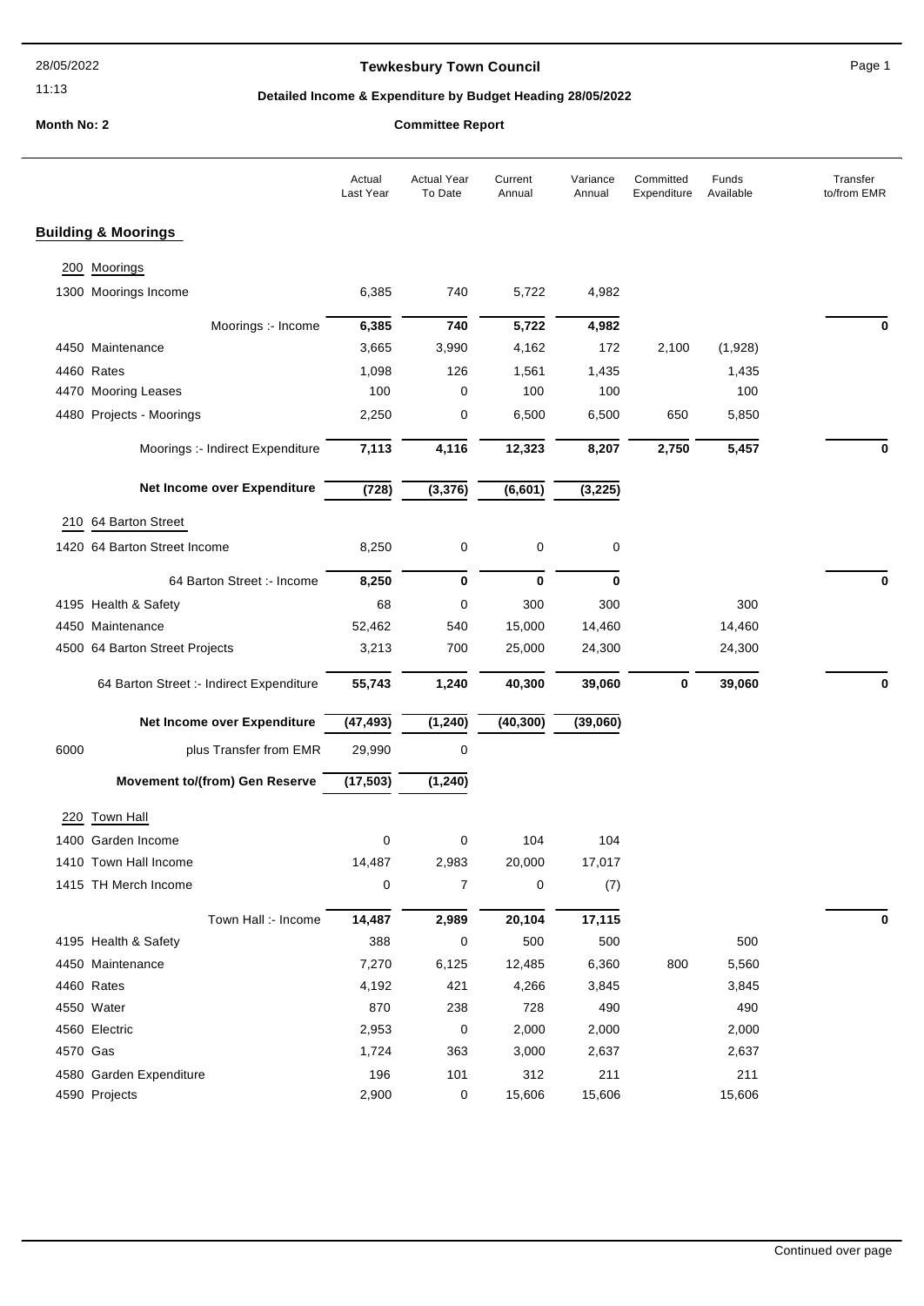**Tewkesbury Town Council**

**Detailed Income & Expenditure by Budget Heading 28/05/2022**

**Month No: 2**

**Committee Report**

| | | Actual Last Year | Actual Year To Date | Current Annual | Variance Annual | Committed Expenditure | Funds Available | Transfer to/from EMR |
|---|---|---|---|---|---|---|---|---|
| **Building & Moorings** | | | | | | | | |
| 200 | Moorings | | | | | | | |
| 1300 | Moorings Income | 6,385 | 740 | 5,722 | 4,982 | | | |
| | Moorings :- Income | **6,385** | **740** | **5,722** | **4,982** | | | **0** |
| 4450 | Maintenance | 3,665 | 3,990 | 4,162 | 172 | 2,100 | (1,928) | |
| 4460 | Rates | 1,098 | 126 | 1,561 | 1,435 | | 1,435 | |
| 4470 | Mooring Leases | 100 | 0 | 100 | 100 | | 100 | |
| 4480 | Projects - Moorings | 2,250 | 0 | 6,500 | 6,500 | 650 | 5,850 | |
| | Moorings :- Indirect Expenditure | **7,113** | **4,116** | **12,323** | **8,207** | **2,750** | **5,457** | **0** |
| | **Net Income over Expenditure** | **(728)** | **(3,376)** | **(6,601)** | **(3,225)** | | | |
| 210 | 64 Barton Street | | | | | | | |
| 1420 | 64 Barton Street Income | 8,250 | 0 | 0 | 0 | | | |
| | 64 Barton Street :- Income | **8,250** | **0** | **0** | **0** | | | **0** |
| 4195 | Health & Safety | 68 | 0 | 300 | 300 | | 300 | |
| 4450 | Maintenance | 52,462 | 540 | 15,000 | 14,460 | | 14,460 | |
| 4500 | 64 Barton Street Projects | 3,213 | 700 | 25,000 | 24,300 | | 24,300 | |
| | 64 Barton Street :- Indirect Expenditure | **55,743** | **1,240** | **40,300** | **39,060** | **0** | **39,060** | **0** |
| | **Net Income over Expenditure** | **(47,493)** | **(1,240)** | **(40,300)** | **(39,060)** | | | |
| 6000 | plus Transfer from EMR | 29,990 | 0 | | | | | |
| | **Movement to/(from) Gen Reserve** | **(17,503)** | **(1,240)** | | | | | |
| 220 | Town Hall | | | | | | | |
| 1400 | Garden Income | 0 | 0 | 104 | 104 | | | |
| 1410 | Town Hall Income | 14,487 | 2,983 | 20,000 | 17,017 | | | |
| 1415 | TH Merch Income | 0 | 7 | 0 | (7) | | | |
| | Town Hall :- Income | **14,487** | **2,989** | **20,104** | **17,115** | | | **0** |
| 4195 | Health & Safety | 388 | 0 | 500 | 500 | | 500 | |
| 4450 | Maintenance | 7,270 | 6,125 | 12,485 | 6,360 | 800 | 5,560 | |
| 4460 | Rates | 4,192 | 421 | 4,266 | 3,845 | | 3,845 | |
| 4550 | Water | 870 | 238 | 728 | 490 | | 490 | |
| 4560 | Electric | 2,953 | 0 | 2,000 | 2,000 | | 2,000 | |
| 4570 | Gas | 1,724 | 363 | 3,000 | 2,637 | | 2,637 | |
| 4580 | Garden Expenditure | 196 | 101 | 312 | 211 | | 211 | |
| 4590 | Projects | 2,900 | 0 | 15,606 | 15,606 | | 15,606 | |

Continued over page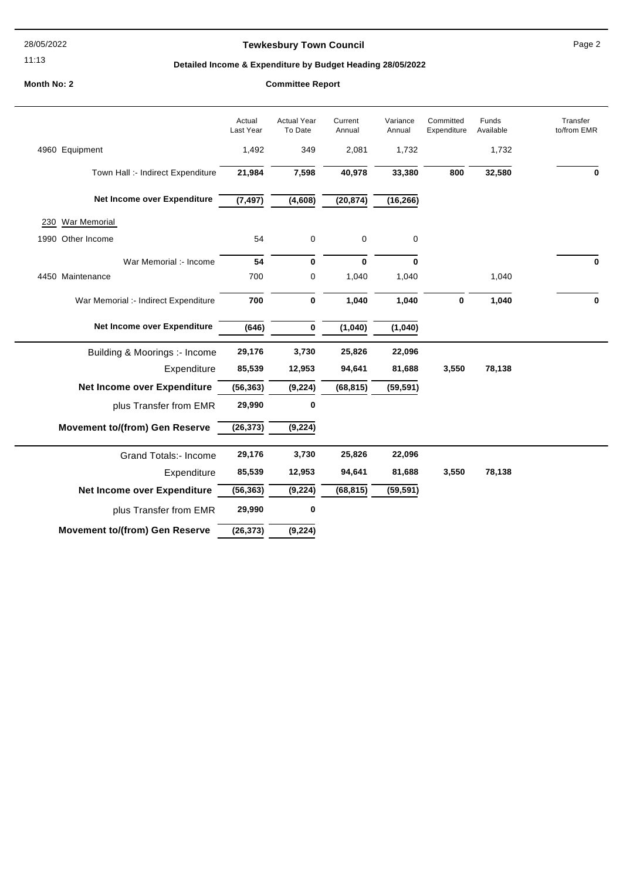**Tewkesbury Town Council**

**Detailed Income & Expenditure by Budget Heading 28/05/2022**

28/05/2022 11:13

**Month No: 2** | **Committee Report**

| | Actual Last Year | Actual Year To Date | Current Annual | Variance Annual | Committed Expenditure | Funds Available | Transfer to/from EMR |
|---|---|---|---|---|---|---|---|
| 4960 Equipment | 1,492 | 349 | 2,081 | 1,732 | | 1,732 | |
| Town Hall :- Indirect Expenditure | **21,984** | **7,598** | **40,978** | **33,380** | **800** | **32,580** | **0** |
| **Net Income over Expenditure** | **(7,497)** | **(4,608)** | **(20,874)** | **(16,266)** | | | |
| 230 War Memorial | | | | | | | |
| 1990 Other Income | 54 | 0 | 0 | 0 | | | |
| War Memorial :- Income | **54** | **0** | **0** | **0** | | | **0** |
| 4450 Maintenance | 700 | 0 | 1,040 | 1,040 | | 1,040 | |
| War Memorial :- Indirect Expenditure | **700** | **0** | **1,040** | **1,040** | **0** | **1,040** | **0** |
| **Net Income over Expenditure** | **(646)** | **0** | **(1,040)** | **(1,040)** | | | |
| Building & Moorings :- Income | **29,176** | **3,730** | **25,826** | **22,096** | | | |
| Expenditure | **85,539** | **12,953** | **94,641** | **81,688** | **3,550** | **78,138** | |
| **Net Income over Expenditure** | **(56,363)** | **(9,224)** | **(68,815)** | **(59,591)** | | | |
| plus Transfer from EMR | **29,990** | **0** | | | | | |
| **Movement to/(from) Gen Reserve** | **(26,373)** | **(9,224)** | | | | | |
| Grand Totals:- Income | **29,176** | **3,730** | **25,826** | **22,096** | | | |
| Expenditure | **85,539** | **12,953** | **94,641** | **81,688** | **3,550** | **78,138** | |
| **Net Income over Expenditure** | **(56,363)** | **(9,224)** | **(68,815)** | **(59,591)** | | | |
| plus Transfer from EMR | **29,990** | **0** | | | | | |
| **Movement to/(from) Gen Reserve** | **(26,373)** | **(9,224)** | | | | | |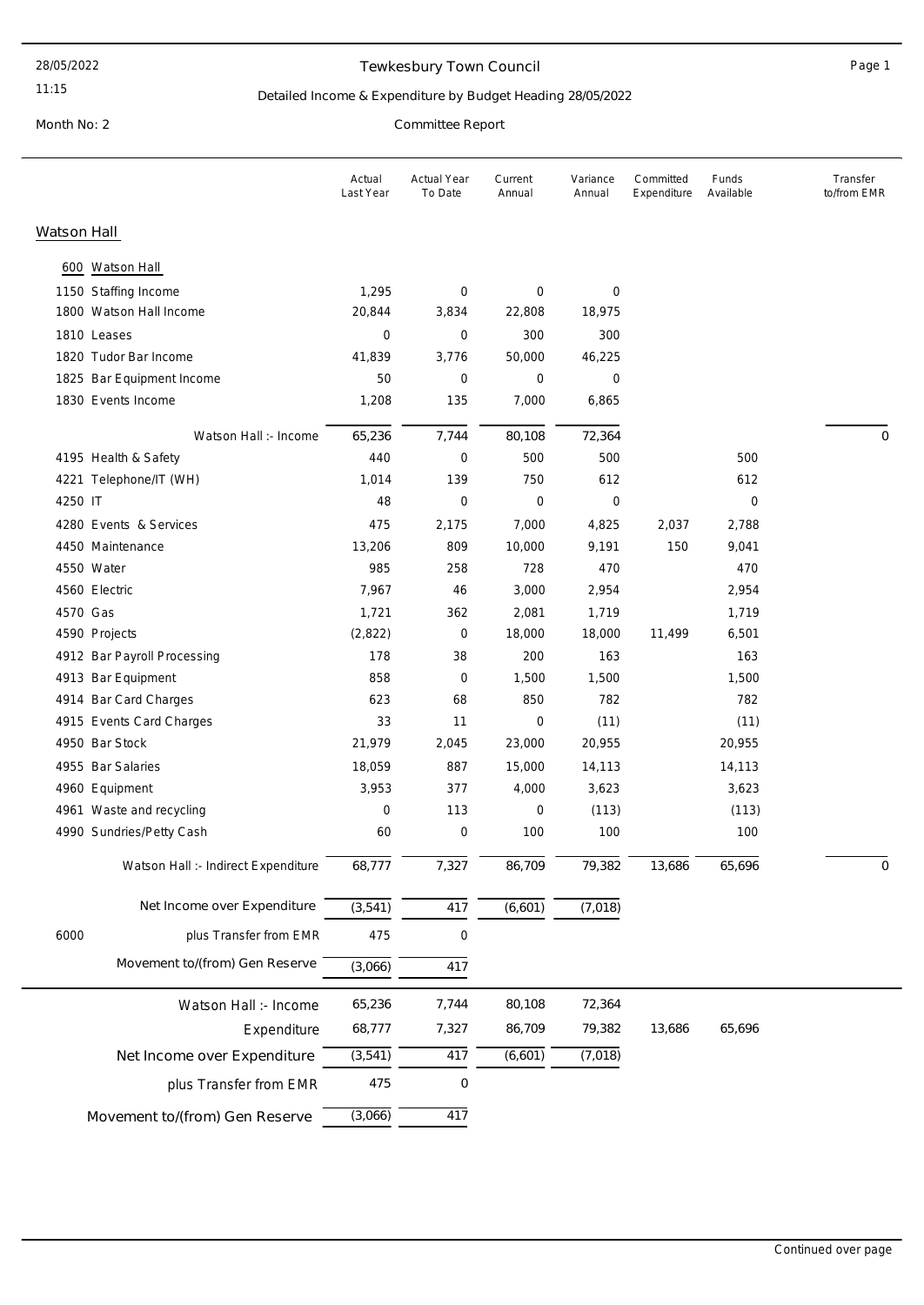28/05/2022

11:15

Month No: 2

# Tewkesbury Town Council

## Detailed Income & Expenditure by Budget Heading 28/05/2022

Committee Report

## Watson Hall

| | Actual Last Year | Actual Year To Date | Current Annual | Variance Annual | Committed Expenditure | Funds Available | Transfer to/from EMR |
|---|---|---|---|---|---|---|---|
| **600 Watson Hall** | | | | | | | |
| 1150 Staffing Income | 1,295 | 0 | 0 | 0 | | | |
| 1800 Watson Hall Income | 20,844 | 3,834 | 22,808 | 18,975 | | | |
| 1810 Leases | 0 | 0 | 300 | 300 | | | |
| 1820 Tudor Bar Income | 41,839 | 3,776 | 50,000 | 46,225 | | | |
| 1825 Bar Equipment Income | 50 | 0 | 0 | 0 | | | |
| 1830 Events Income | 1,208 | 135 | 7,000 | 6,865 | | | |
| Watson Hall :- Income | 65,236 | 7,744 | 80,108 | 72,364 | | | 0 |
| 4195 Health & Safety | 440 | 0 | 500 | 500 | | 500 | |
| 4221 Telephone/IT (WH) | 1,014 | 139 | 750 | 612 | | 612 | |
| 4250 IT | 48 | 0 | 0 | 0 | | 0 | |
| 4280 Events & Services | 475 | 2,175 | 7,000 | 4,825 | 2,037 | 2,788 | |
| 4450 Maintenance | 13,206 | 809 | 10,000 | 9,191 | 150 | 9,041 | |
| 4550 Water | 985 | 258 | 728 | 470 | | 470 | |
| 4560 Electric | 7,967 | 46 | 3,000 | 2,954 | | 2,954 | |
| 4570 Gas | 1,721 | 362 | 2,081 | 1,719 | | 1,719 | |
| 4590 Projects | (2,822) | 0 | 18,000 | 18,000 | 11,499 | 6,501 | |
| 4912 Bar Payroll Processing | 178 | 38 | 200 | 163 | | 163 | |
| 4913 Bar Equipment | 858 | 0 | 1,500 | 1,500 | | 1,500 | |
| 4914 Bar Card Charges | 623 | 68 | 850 | 782 | | 782 | |
| 4915 Events Card Charges | 33 | 11 | 0 | (11) | | (11) | |
| 4950 Bar Stock | 21,979 | 2,045 | 23,000 | 20,955 | | 20,955 | |
| 4955 Bar Salaries | 18,059 | 887 | 15,000 | 14,113 | | 14,113 | |
| 4960 Equipment | 3,953 | 377 | 4,000 | 3,623 | | 3,623 | |
| 4961 Waste and recycling | 0 | 113 | 0 | (113) | | (113) | |
| 4990 Sundries/Petty Cash | 60 | 0 | 100 | 100 | | 100 | |
| Watson Hall :- Indirect Expenditure | 68,777 | 7,327 | 86,709 | 79,382 | 13,686 | 65,696 | 0 |
| Net Income over Expenditure | (3,541) | 417 | (6,601) | (7,018) | | | |
| 6000 plus Transfer from EMR | 475 | 0 | | | | | |
| Movement to/(from) Gen Reserve | (3,066) | 417 | | | | | |

| | Actual Last Year | Actual Year To Date | Current Annual | Variance Annual | Committed Expenditure | Funds Available |
|---|---|---|---|---|---|---|
| Watson Hall :- Income | 65,236 | 7,744 | 80,108 | 72,364 | | |
| Expenditure | 68,777 | 7,327 | 86,709 | 79,382 | 13,686 | 65,696 |
| Net Income over Expenditure | (3,541) | 417 | (6,601) | (7,018) | | |
| plus Transfer from EMR | 475 | 0 | | | | |
| Movement to/(from) Gen Reserve | (3,066) | 417 | | | | |

Continued over page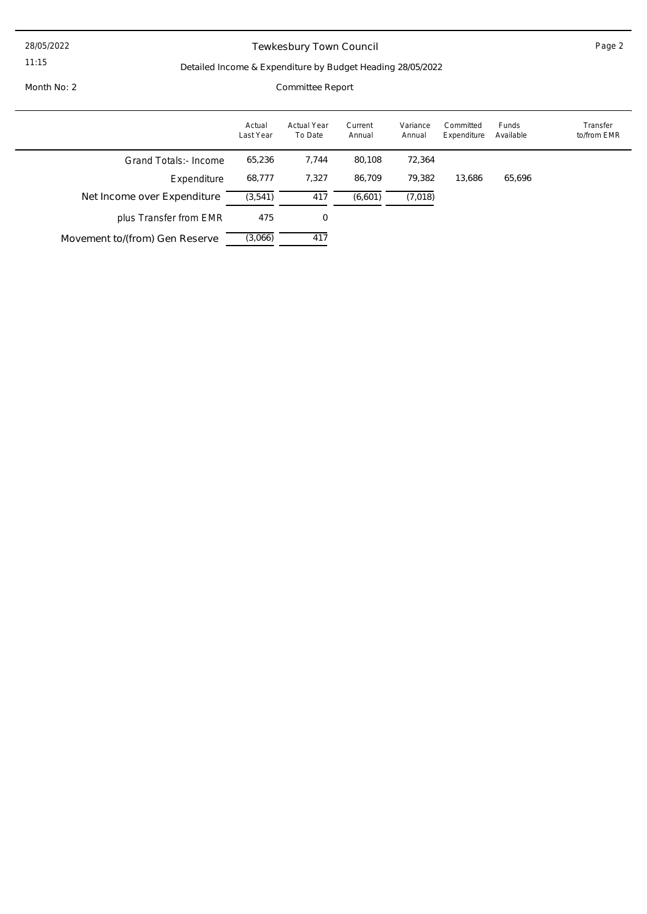# Tewkesbury Town Council

Detailed Income & Expenditure by Budget Heading 28/05/2022

Month No: 2

Committee Report

| | Actual Last Year | Actual Year To Date | Current Annual | Variance Annual | Committed Expenditure | Funds Available | Transfer to/from EMR |
|---|---|---|---|---|---|---|---|
| Grand Totals:- Income | 65,236 | 7,744 | 80,108 | 72,364 | | | |
| Expenditure | 68,777 | 7,327 | 86,709 | 79,382 | 13,686 | 65,696 | |
| Net Income over Expenditure | (3,541) | 417 | (6,601) | (7,018) | | | |
| plus Transfer from EMR | 475 | 0 | | | | | |
| Movement to/(from) Gen Reserve | (3,066) | 417 | | | | | |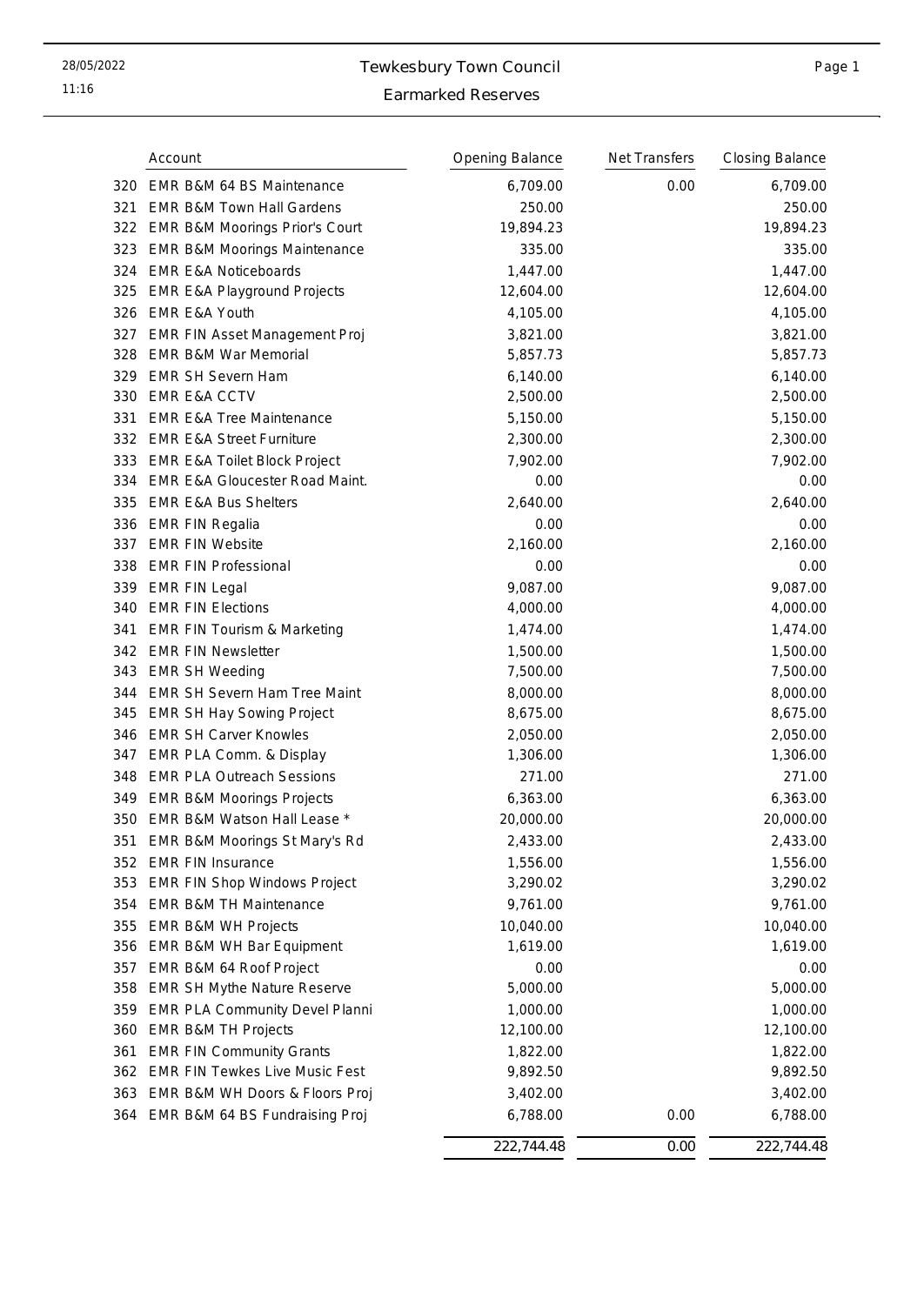# Tewkesbury Town Council

## Earmarked Reserves

28/05/2022
11:16

| | Account | Opening Balance | Net Transfers | Closing Balance |
|---|---|---|---|---|
| 320 | EMR B&M 64 BS Maintenance | 6,709.00 | 0.00 | 6,709.00 |
| 321 | EMR B&M Town Hall Gardens | 250.00 | | 250.00 |
| 322 | EMR B&M Moorings Prior's Court | 19,894.23 | | 19,894.23 |
| 323 | EMR B&M Moorings Maintenance | 335.00 | | 335.00 |
| 324 | EMR E&A Noticeboards | 1,447.00 | | 1,447.00 |
| 325 | EMR E&A Playground Projects | 12,604.00 | | 12,604.00 |
| 326 | EMR E&A Youth | 4,105.00 | | 4,105.00 |
| 327 | EMR FIN Asset Management Proj | 3,821.00 | | 3,821.00 |
| 328 | EMR B&M War Memorial | 5,857.73 | | 5,857.73 |
| 329 | EMR SH Severn Ham | 6,140.00 | | 6,140.00 |
| 330 | EMR E&A CCTV | 2,500.00 | | 2,500.00 |
| 331 | EMR E&A Tree Maintenance | 5,150.00 | | 5,150.00 |
| 332 | EMR E&A Street Furniture | 2,300.00 | | 2,300.00 |
| 333 | EMR E&A Toilet Block Project | 7,902.00 | | 7,902.00 |
| 334 | EMR E&A Gloucester Road Maint. | 0.00 | | 0.00 |
| 335 | EMR E&A Bus Shelters | 2,640.00 | | 2,640.00 |
| 336 | EMR FIN Regalia | 0.00 | | 0.00 |
| 337 | EMR FIN Website | 2,160.00 | | 2,160.00 |
| 338 | EMR FIN Professional | 0.00 | | 0.00 |
| 339 | EMR FIN Legal | 9,087.00 | | 9,087.00 |
| 340 | EMR FIN Elections | 4,000.00 | | 4,000.00 |
| 341 | EMR FIN Tourism & Marketing | 1,474.00 | | 1,474.00 |
| 342 | EMR FIN Newsletter | 1,500.00 | | 1,500.00 |
| 343 | EMR SH Weeding | 7,500.00 | | 7,500.00 |
| 344 | EMR SH Severn Ham Tree Maint | 8,000.00 | | 8,000.00 |
| 345 | EMR SH Hay Sowing Project | 8,675.00 | | 8,675.00 |
| 346 | EMR SH Carver Knowles | 2,050.00 | | 2,050.00 |
| 347 | EMR PLA Comm. & Display | 1,306.00 | | 1,306.00 |
| 348 | EMR PLA Outreach Sessions | 271.00 | | 271.00 |
| 349 | EMR B&M Moorings Projects | 6,363.00 | | 6,363.00 |
| 350 | EMR B&M Watson Hall Lease * | 20,000.00 | | 20,000.00 |
| 351 | EMR B&M Moorings St Mary's Rd | 2,433.00 | | 2,433.00 |
| 352 | EMR FIN Insurance | 1,556.00 | | 1,556.00 |
| 353 | EMR FIN Shop Windows Project | 3,290.02 | | 3,290.02 |
| 354 | EMR B&M TH Maintenance | 9,761.00 | | 9,761.00 |
| 355 | EMR B&M WH Projects | 10,040.00 | | 10,040.00 |
| 356 | EMR B&M WH Bar Equipment | 1,619.00 | | 1,619.00 |
| 357 | EMR B&M 64 Roof Project | 0.00 | | 0.00 |
| 358 | EMR SH Mythe Nature Reserve | 5,000.00 | | 5,000.00 |
| 359 | EMR PLA Community Devel Planni | 1,000.00 | | 1,000.00 |
| 360 | EMR B&M TH Projects | 12,100.00 | | 12,100.00 |
| 361 | EMR FIN Community Grants | 1,822.00 | | 1,822.00 |
| 362 | EMR FIN Tewkes Live Music Fest | 9,892.50 | | 9,892.50 |
| 363 | EMR B&M WH Doors & Floors Proj | 3,402.00 | | 3,402.00 |
| 364 | EMR B&M 64 BS Fundraising Proj | 6,788.00 | 0.00 | 6,788.00 |
| | | 222,744.48 | 0.00 | 222,744.48 |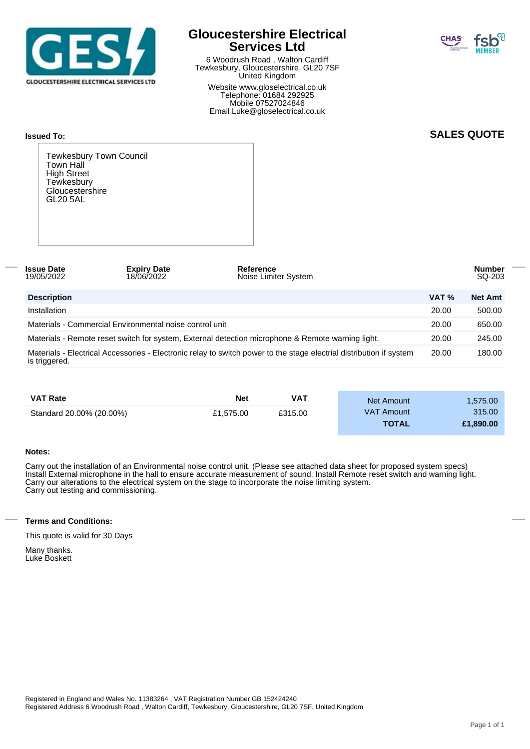# Gloucestershire Electrical Services Ltd

6 Woodrush Road , Walton Cardiff
Tewkesbury, Gloucestershire, GL20 7SF
United Kingdom

Website www.gloselectrical.co.uk
Telephone: 01684 292925
Mobile 07527024846
Email Luke@gloselectrical.co.uk

**Issued To:**

Tewkesbury Town Council
Town Hall
High Street
Tewkesbury
Gloucestershire
GL20 5AL

## SALES QUOTE

| Issue Date | Expiry Date | Reference | Number |
|---|---|---|---|
| 19/05/2022 | 18/06/2022 | Noise Limiter System | SQ-203 |

| Description | VAT % | Net Amt |
|---|---|---|
| Installation | 20.00 | 500.00 |
| Materials - Commercial Environmental noise control unit | 20.00 | 650.00 |
| Materials - Remote reset switch for system, External detection microphone & Remote warning light. | 20.00 | 245.00 |
| Materials - Electrical Accessories - Electronic relay to switch power to the stage electrial distribution if system is triggered. | 20.00 | 180.00 |

| VAT Rate | Net | VAT |
|---|---|---|
| Standard 20.00% (20.00%) | £1,575.00 | £315.00 |

| | |
|---|---|
| Net Amount | 1,575.00 |
| VAT Amount | 315.00 |
| **TOTAL** | **£1,890.00** |

**Notes:**

Carry out the installation of an Environmental noise control unit. (Please see attached data sheet for proposed system specs)
Install External microphone in the hall to ensure accurate measurement of sound. Install Remote reset switch and warning light.
Carry our alterations to the electrical system on the stage to incorporate the noise limiting system.
Carry out testing and commissioning.

**Terms and Conditions:**

This quote is valid for 30 Days

Many thanks.
Luke Boskett

Registered in England and Wales No. 11383264 , VAT Registration Number GB 152424240
Registered Address 6 Woodrush Road , Walton Cardiff, Tewkesbury, Gloucestershire, GL20 7SF, United Kingdom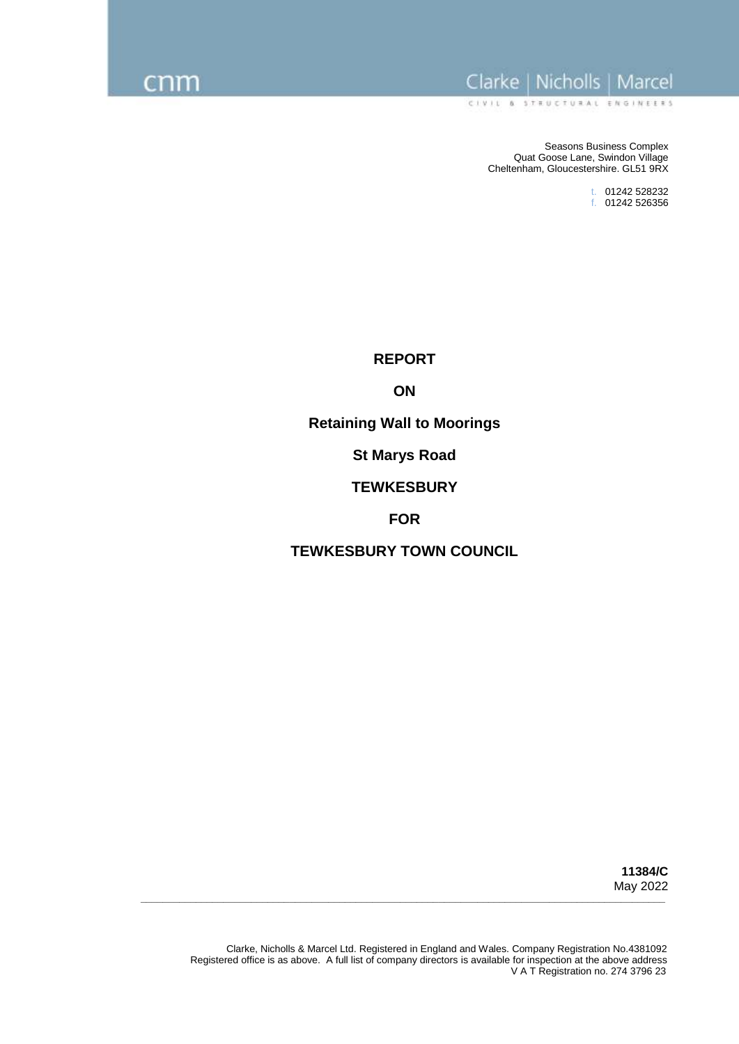cnm

Clarke | Nicholls | Marcel

CIVIL & STRUCTURAL ENGINEERS

Seasons Business Complex
Quat Goose Lane, Swindon Village
Cheltenham, Gloucestershire. GL51 9RX

t. 01242 528232
f. 01242 526356

**REPORT**

**ON**

**Retaining Wall to Moorings**

**St Marys Road**

**TEWKESBURY**

**FOR**

**TEWKESBURY TOWN COUNCIL**

**11384/C**
May 2022

Clarke, Nicholls & Marcel Ltd. Registered in England and Wales. Company Registration No.4381092
Registered office is as above. A full list of company directors is available for inspection at the above address
V A T Registration no. 274 3796 23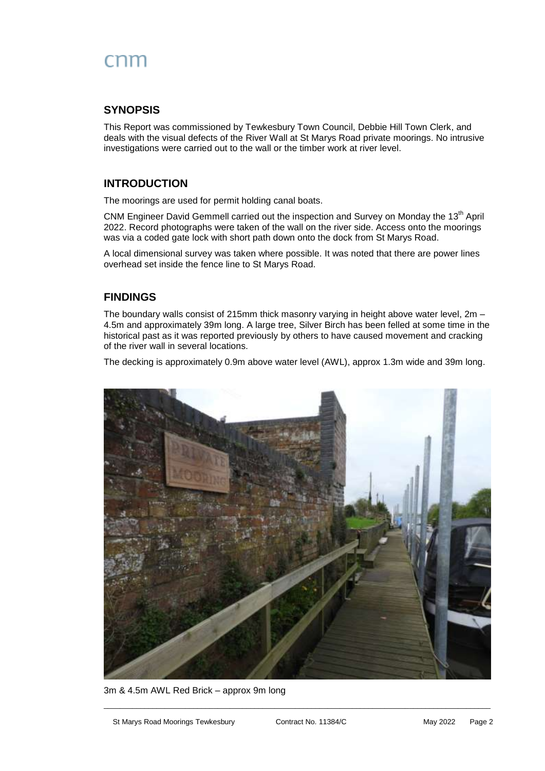cnm

## SYNOPSIS

This Report was commissioned by Tewkesbury Town Council, Debbie Hill Town Clerk, and deals with the visual defects of the River Wall at St Marys Road private moorings. No intrusive investigations were carried out to the wall or the timber work at river level.

## INTRODUCTION

The moorings are used for permit holding canal boats.

CNM Engineer David Gemmell carried out the inspection and Survey on Monday the 13th April 2022. Record photographs were taken of the wall on the river side. Access onto the moorings was via a coded gate lock with short path down onto the dock from St Marys Road.

A local dimensional survey was taken where possible. It was noted that there are power lines overhead set inside the fence line to St Marys Road.

## FINDINGS

The boundary walls consist of 215mm thick masonry varying in height above water level, 2m – 4.5m and approximately 39m long. A large tree, Silver Birch has been felled at some time in the historical past as it was reported previously by others to have caused movement and cracking of the river wall in several locations.

The decking is approximately 0.9m above water level (AWL), approx 1.3m wide and 39m long.

3m & 4.5m AWL Red Brick – approx 9m long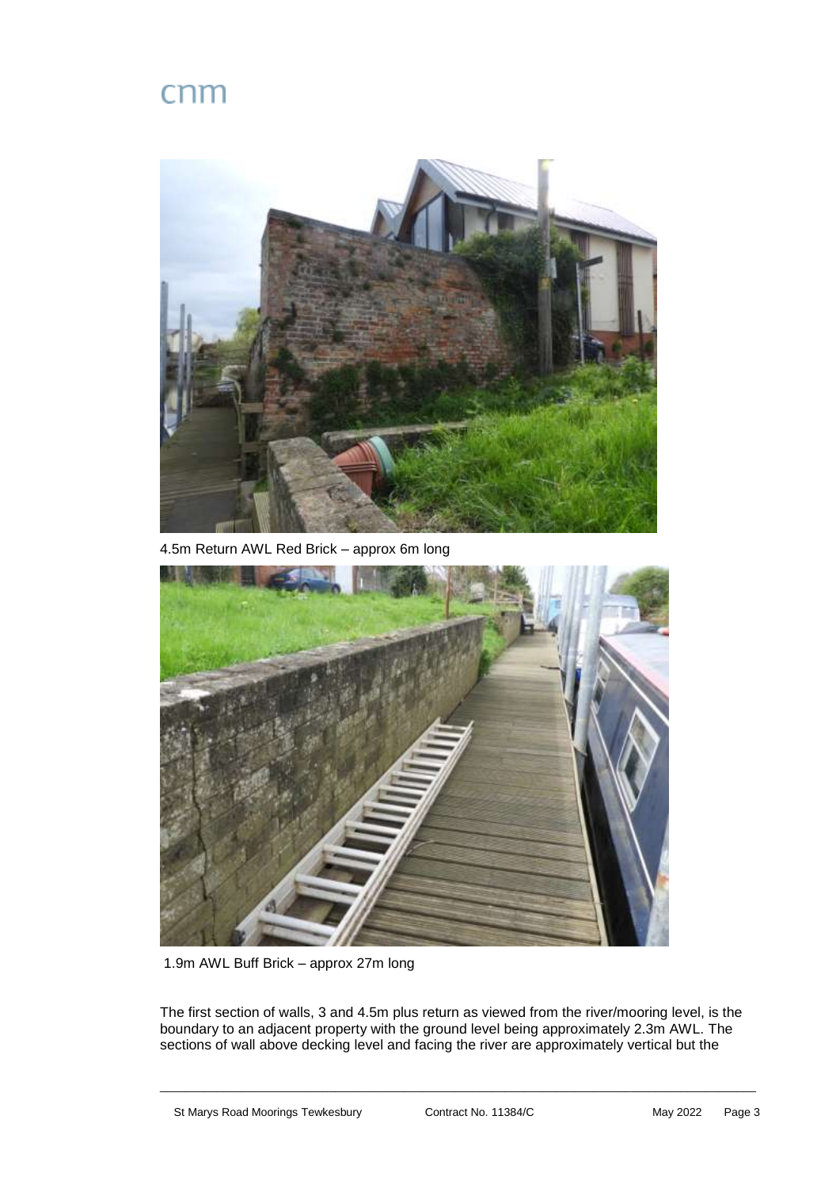4.5m Return AWL Red Brick – approx 6m long

1.9m AWL Buff Brick – approx 27m long

The first section of walls, 3 and 4.5m plus return as viewed from the river/mooring level, is the boundary to an adjacent property with the ground level being approximately 2.3m AWL. The sections of wall above decking level and facing the river are approximately vertical but the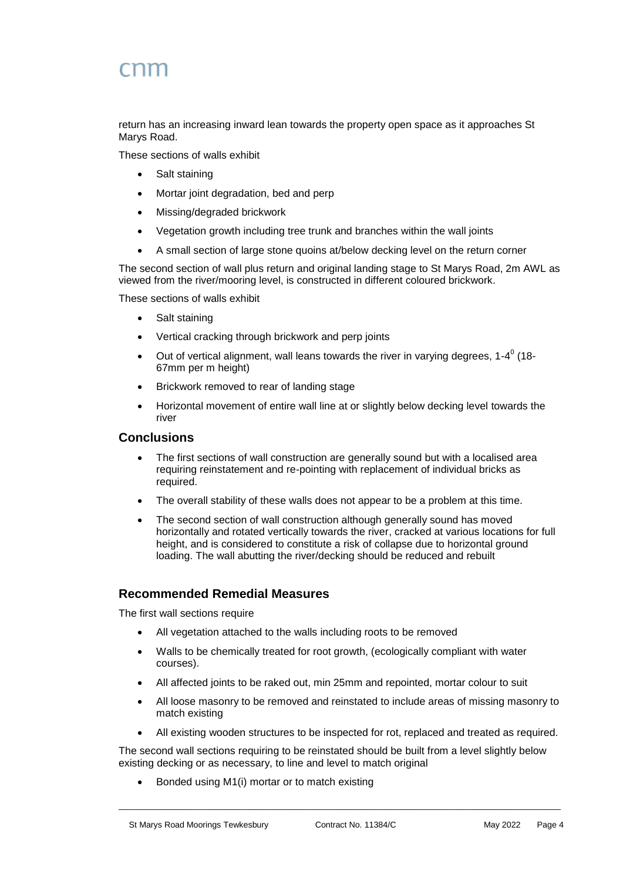return has an increasing inward lean towards the property open space as it approaches St Marys Road.

These sections of walls exhibit

- Salt staining
- Mortar joint degradation, bed and perp
- Missing/degraded brickwork
- Vegetation growth including tree trunk and branches within the wall joints
- A small section of large stone quoins at/below decking level on the return corner

The second section of wall plus return and original landing stage to St Marys Road, 2m AWL as viewed from the river/mooring level, is constructed in different coloured brickwork.

These sections of walls exhibit

- Salt staining
- Vertical cracking through brickwork and perp joints
- Out of vertical alignment, wall leans towards the river in varying degrees, 1-4$^0$ (18-67mm per m height)
- Brickwork removed to rear of landing stage
- Horizontal movement of entire wall line at or slightly below decking level towards the river

## Conclusions

- The first sections of wall construction are generally sound but with a localised area requiring reinstatement and re-pointing with replacement of individual bricks as required.
- The overall stability of these walls does not appear to be a problem at this time.
- The second section of wall construction although generally sound has moved horizontally and rotated vertically towards the river, cracked at various locations for full height, and is considered to constitute a risk of collapse due to horizontal ground loading. The wall abutting the river/decking should be reduced and rebuilt

## Recommended Remedial Measures

The first wall sections require

- All vegetation attached to the walls including roots to be removed
- Walls to be chemically treated for root growth, (ecologically compliant with water courses).
- All affected joints to be raked out, min 25mm and repointed, mortar colour to suit
- All loose masonry to be removed and reinstated to include areas of missing masonry to match existing
- All existing wooden structures to be inspected for rot, replaced and treated as required.

The second wall sections requiring to be reinstated should be built from a level slightly below existing decking or as necessary, to line and level to match original

- Bonded using M1(i) mortar or to match existing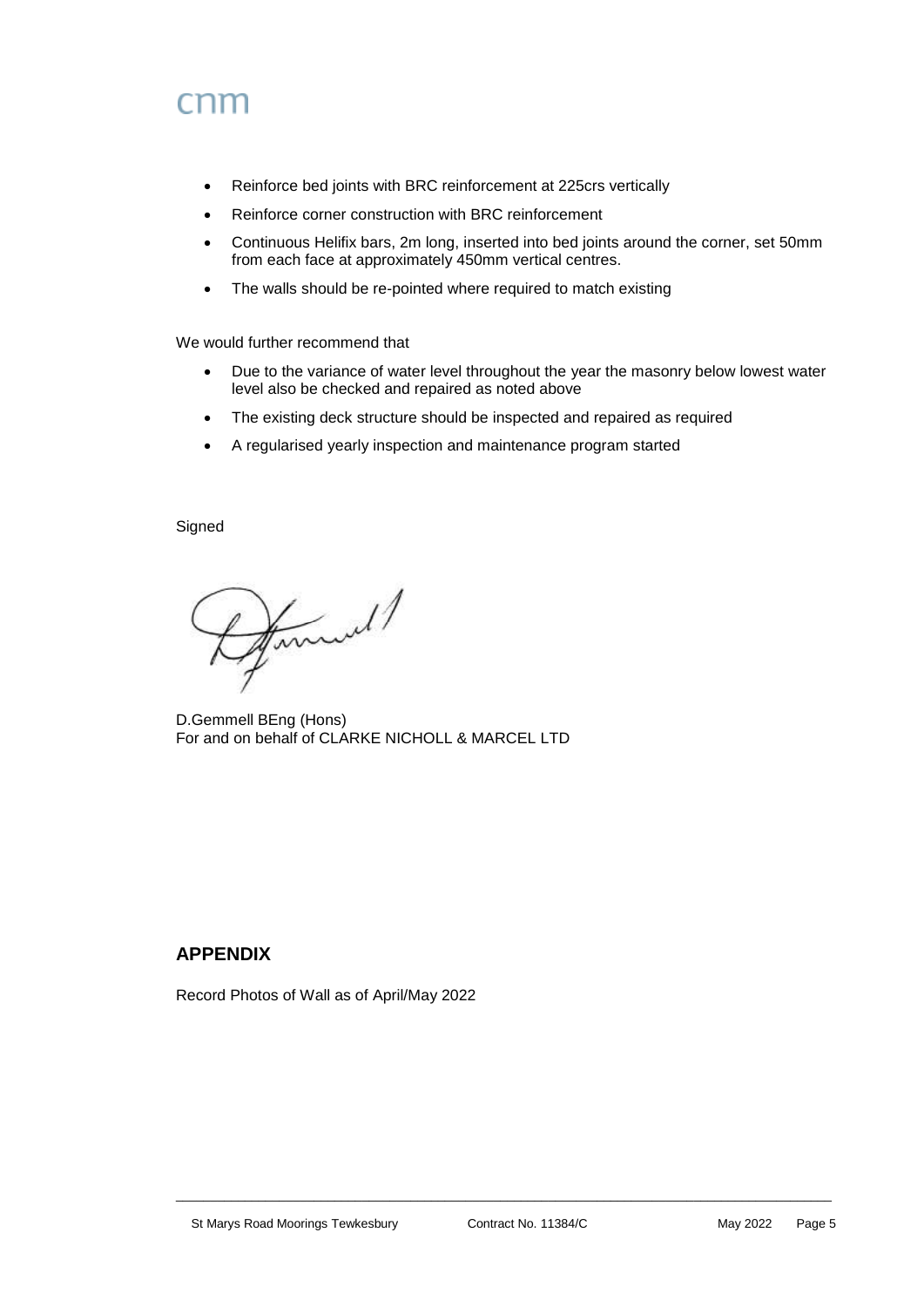- Reinforce bed joints with BRC reinforcement at 225crs vertically
- Reinforce corner construction with BRC reinforcement
- Continuous Helifix bars, 2m long, inserted into bed joints around the corner, set 50mm from each face at approximately 450mm vertical centres.
- The walls should be re-pointed where required to match existing

We would further recommend that

- Due to the variance of water level throughout the year the masonry below lowest water level also be checked and repaired as noted above
- The existing deck structure should be inspected and repaired as required
- A regularised yearly inspection and maintenance program started

Signed

D.Gemmell BEng (Hons)
For and on behalf of CLARKE NICHOLL & MARCEL LTD

## APPENDIX

Record Photos of Wall as of April/May 2022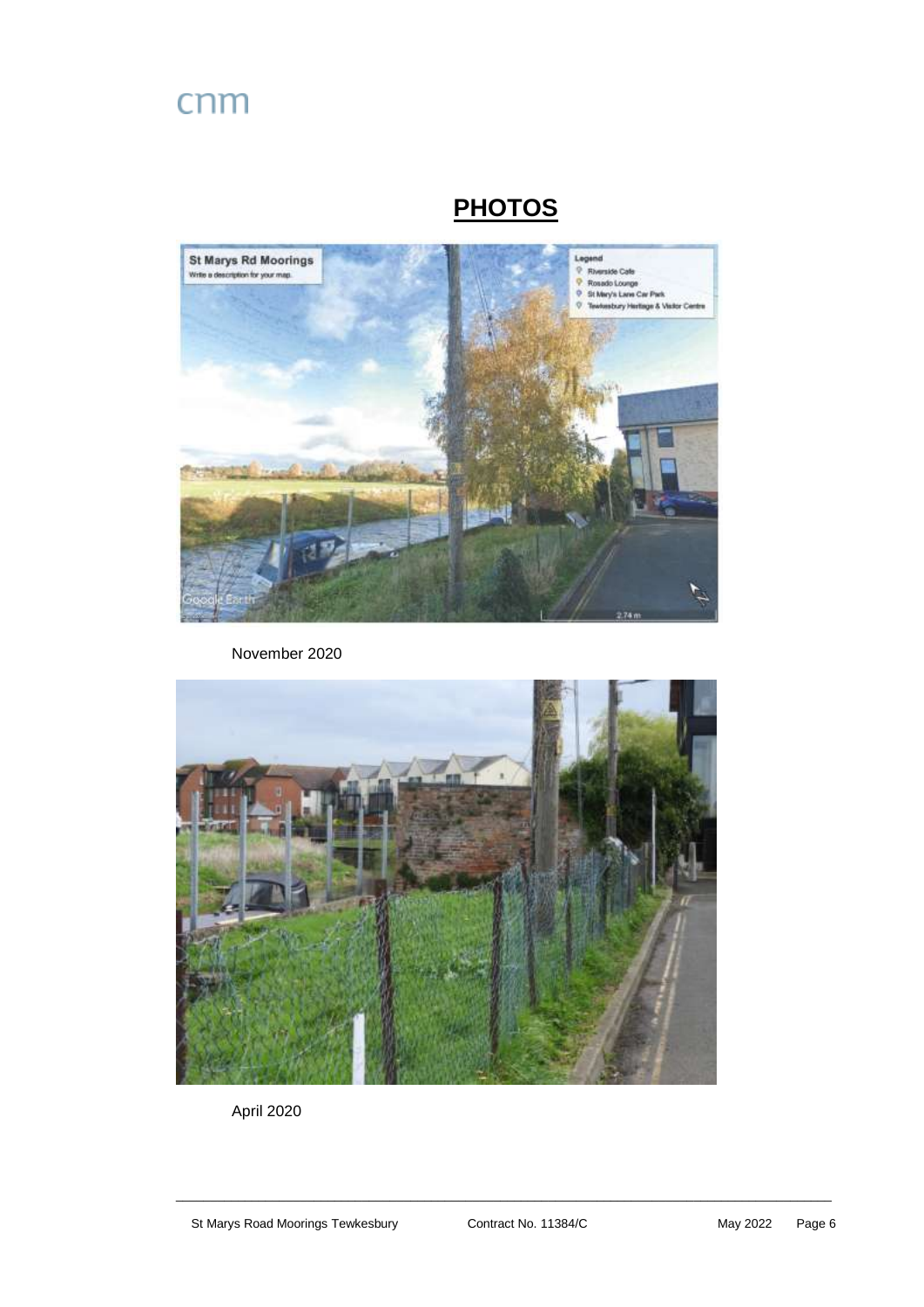## PHOTOS

November 2020

April 2020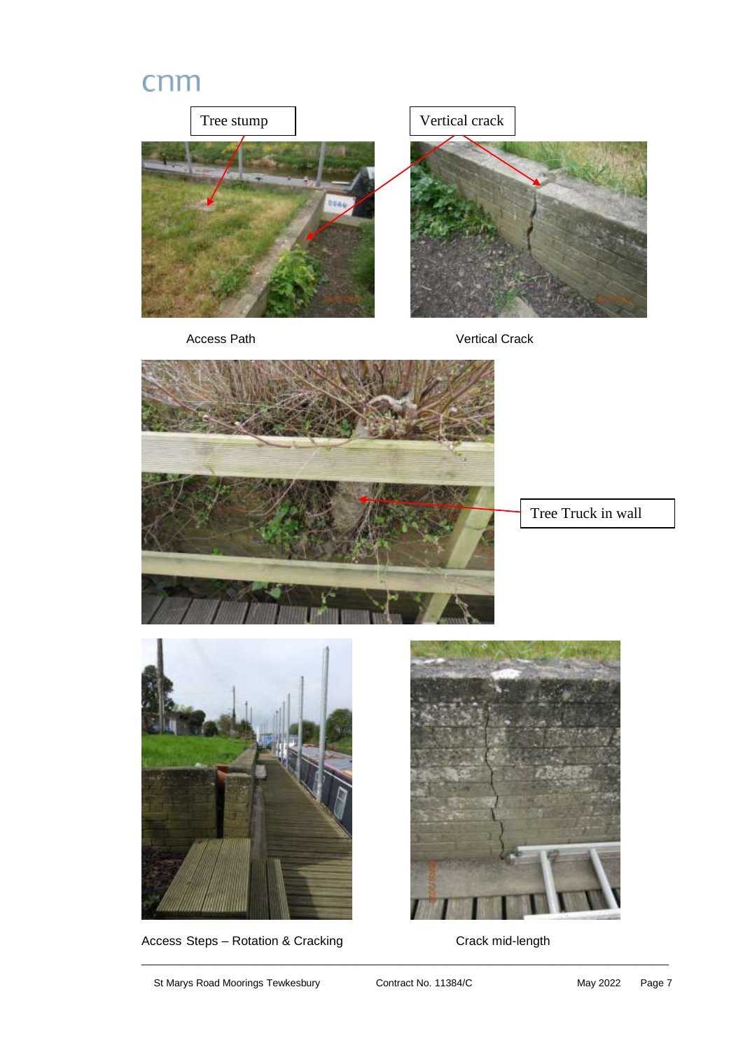Tree stump

Vertical crack

Access Path

Vertical Crack

Tree Truck in wall

Access Steps – Rotation & Cracking

Crack mid-length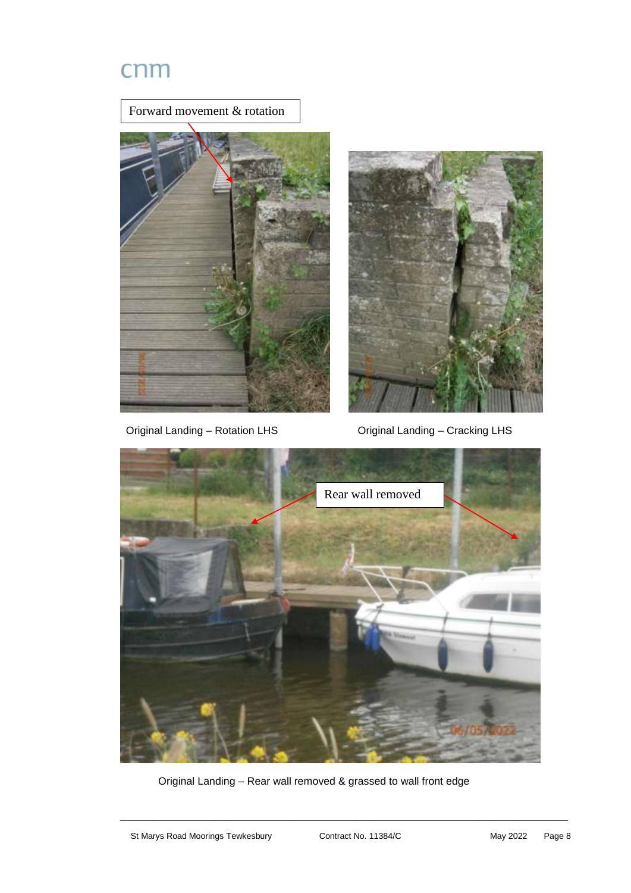Forward movement & rotation

Original Landing – Rotation LHS

Original Landing – Cracking LHS

Rear wall removed

Original Landing – Rear wall removed & grassed to wall front edge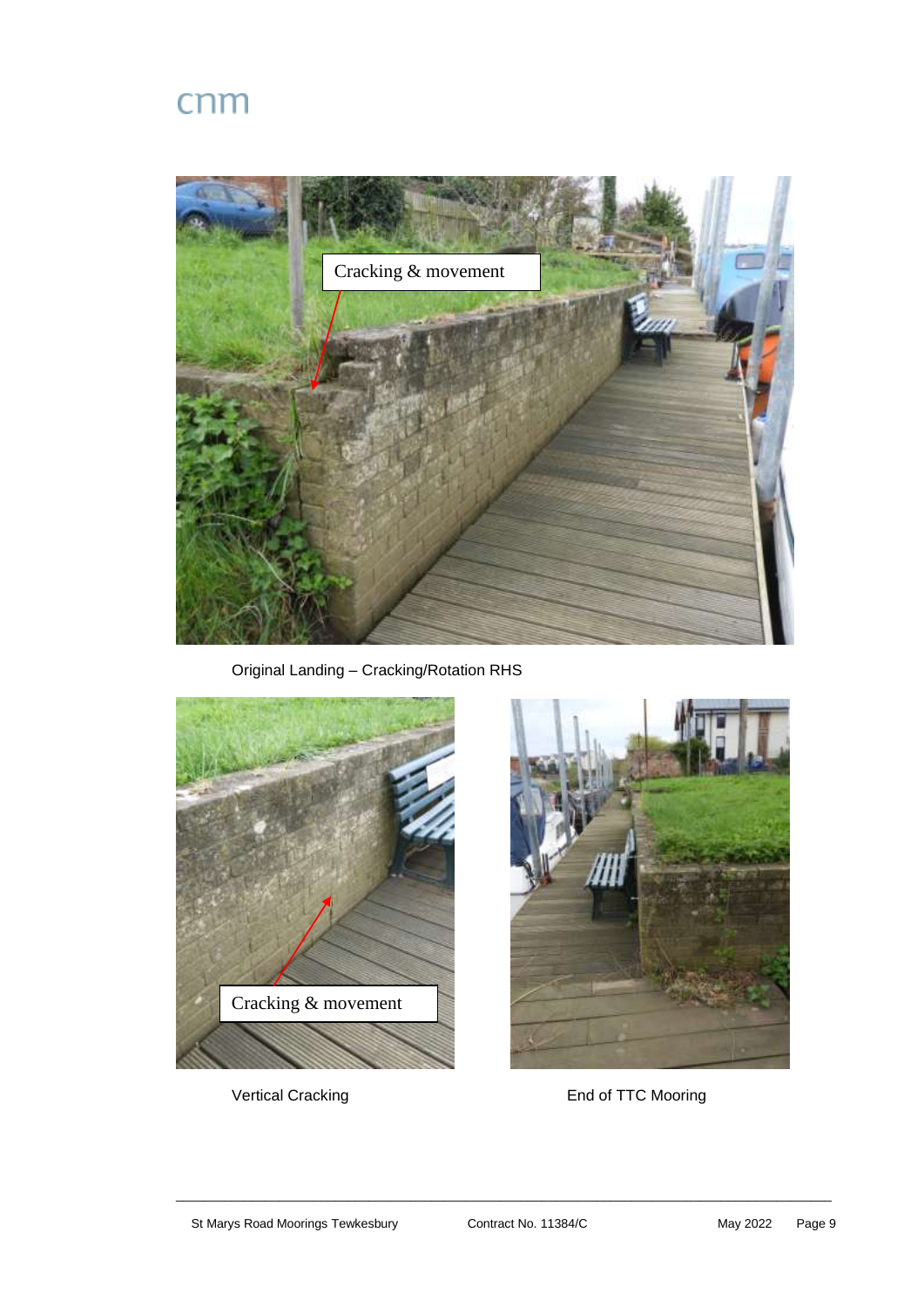Original Landing – Cracking/Rotation RHS

Vertical Cracking

End of TTC Mooring